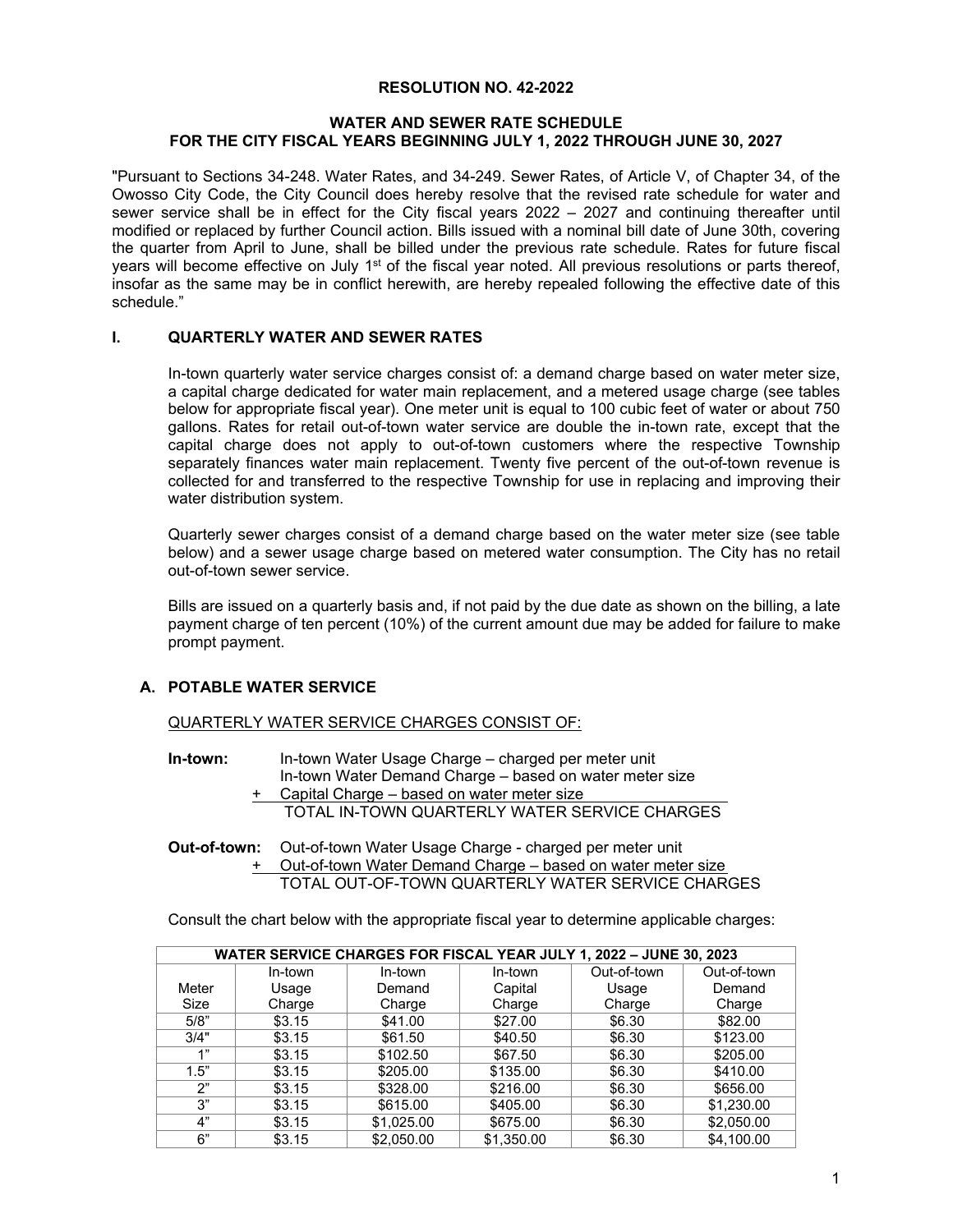# RESOLUTION NO. 42-2022

## WATER AND SEWER RATE SCHEDULE FOR THE CITY FISCAL YEARS BEGINNING JULY 1, 2022 THROUGH JUNE 30, 2027

"Pursuant to Sections 34-248. Water Rates, and 34-249. Sewer Rates, of Article V, of Chapter 34, of the Owosso City Code, the City Council does hereby resolve that the revised rate schedule for water and sewer service shall be in effect for the City fiscal years 2022 – 2027 and continuing thereafter until modified or replaced by further Council action. Bills issued with a nominal bill date of June 30th, covering the quarter from April to June, shall be billed under the previous rate schedule. Rates for future fiscal years will become effective on July 1st of the fiscal year noted. All previous resolutions or parts thereof, insofar as the same may be in conflict herewith, are hereby repealed following the effective date of this schedule."

## I. QUARTERLY WATER AND SEWER RATES

In-town quarterly water service charges consist of: a demand charge based on water meter size, a capital charge dedicated for water main replacement, and a metered usage charge (see tables below for appropriate fiscal year). One meter unit is equal to 100 cubic feet of water or about 750 gallons. Rates for retail out-of-town water service are double the in-town rate, except that the capital charge does not apply to out-of-town customers where the respective Township separately finances water main replacement. Twenty five percent of the out-of-town revenue is collected for and transferred to the respective Township for use in replacing and improving their water distribution system.

Quarterly sewer charges consist of a demand charge based on the water meter size (see table below) and a sewer usage charge based on metered water consumption. The City has no retail out-of-town sewer service.

Bills are issued on a quarterly basis and, if not paid by the due date as shown on the billing, a late payment charge of ten percent (10%) of the current amount due may be added for failure to make prompt payment.

### A. POTABLE WATER SERVICE

QUARTERLY WATER SERVICE CHARGES CONSIST OF:

**In-town:**
In-town Water Usage Charge – charged per meter unit
In-town Water Demand Charge – based on water meter size
\+ Capital Charge – based on water meter size
TOTAL IN-TOWN QUARTERLY WATER SERVICE CHARGES

**Out-of-town:**
Out-of-town Water Usage Charge - charged per meter unit
\+ Out-of-town Water Demand Charge – based on water meter size
TOTAL OUT-OF-TOWN QUARTERLY WATER SERVICE CHARGES

Consult the chart below with the appropriate fiscal year to determine applicable charges:

| WATER SERVICE CHARGES FOR FISCAL YEAR JULY 1, 2022 – JUNE 30, 2023 | | | | | |
|---|---|---|---|---|---|
| Meter Size | In-town Usage Charge | In-town Demand Charge | In-town Capital Charge | Out-of-town Usage Charge | Out-of-town Demand Charge |
| 5/8" | $3.15 | $41.00 | $27.00 | $6.30 | $82.00 |
| 3/4" | $3.15 | $61.50 | $40.50 | $6.30 | $123.00 |
| 1" | $3.15 | $102.50 | $67.50 | $6.30 | $205.00 |
| 1.5" | $3.15 | $205.00 | $135.00 | $6.30 | $410.00 |
| 2" | $3.15 | $328.00 | $216.00 | $6.30 | $656.00 |
| 3" | $3.15 | $615.00 | $405.00 | $6.30 | $1,230.00 |
| 4" | $3.15 | $1,025.00 | $675.00 | $6.30 | $2,050.00 |
| 6" | $3.15 | $2,050.00 | $1,350.00 | $6.30 | $4,100.00 |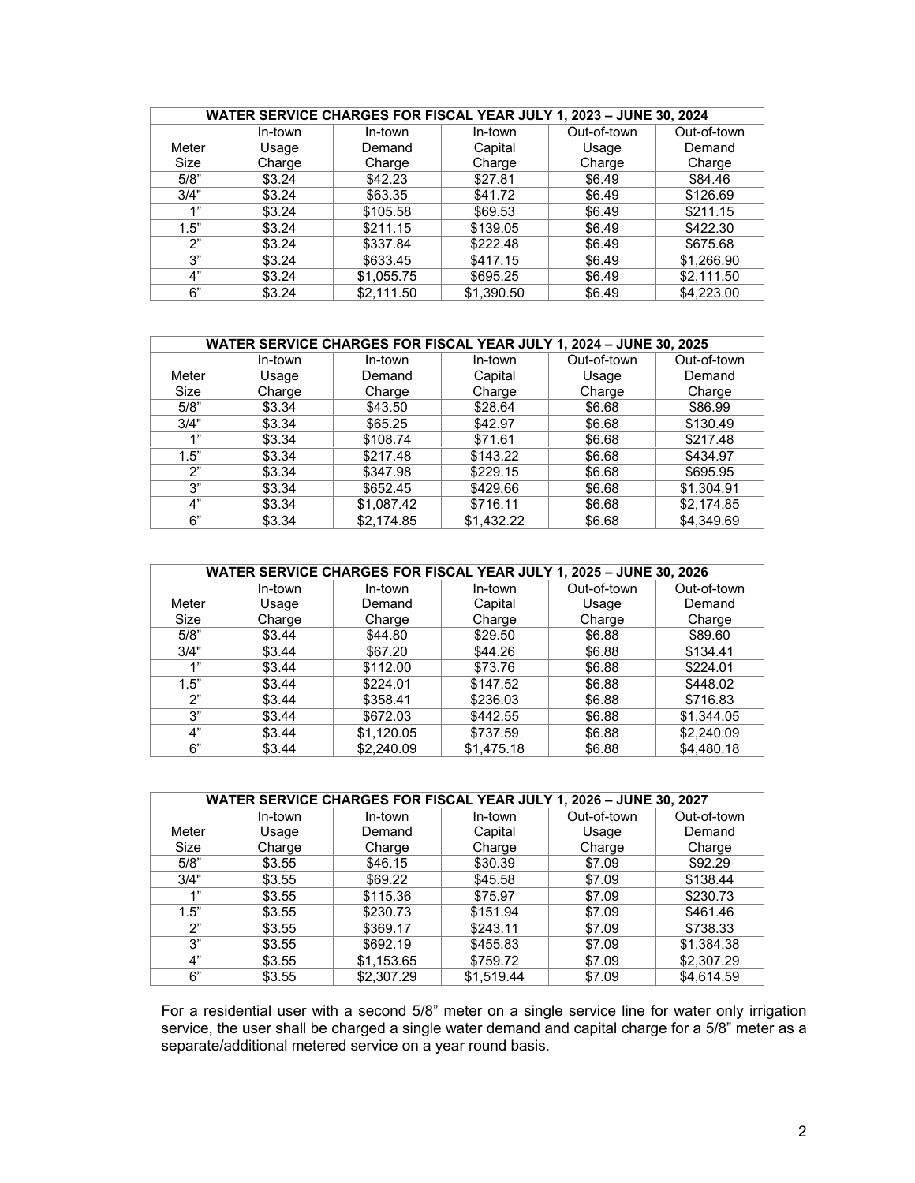| WATER SERVICE CHARGES FOR FISCAL YEAR JULY 1, 2023 – JUNE 30, 2024 | | | | | |
|---|---|---|---|---|---|
| Meter Size | In-town Usage Charge | In-town Demand Charge | In-town Capital Charge | Out-of-town Usage Charge | Out-of-town Demand Charge |
| 5/8" | $3.24 | $42.23 | $27.81 | $6.49 | $84.46 |
| 3/4" | $3.24 | $63.35 | $41.72 | $6.49 | $126.69 |
| 1" | $3.24 | $105.58 | $69.53 | $6.49 | $211.15 |
| 1.5" | $3.24 | $211.15 | $139.05 | $6.49 | $422.30 |
| 2" | $3.24 | $337.84 | $222.48 | $6.49 | $675.68 |
| 3" | $3.24 | $633.45 | $417.15 | $6.49 | $1,266.90 |
| 4" | $3.24 | $1,055.75 | $695.25 | $6.49 | $2,111.50 |
| 6" | $3.24 | $2,111.50 | $1,390.50 | $6.49 | $4,223.00 |

| WATER SERVICE CHARGES FOR FISCAL YEAR JULY 1, 2024 – JUNE 30, 2025 | | | | | |
|---|---|---|---|---|---|
| Meter Size | In-town Usage Charge | In-town Demand Charge | In-town Capital Charge | Out-of-town Usage Charge | Out-of-town Demand Charge |
| 5/8" | $3.34 | $43.50 | $28.64 | $6.68 | $86.99 |
| 3/4" | $3.34 | $65.25 | $42.97 | $6.68 | $130.49 |
| 1" | $3.34 | $108.74 | $71.61 | $6.68 | $217.48 |
| 1.5" | $3.34 | $217.48 | $143.22 | $6.68 | $434.97 |
| 2" | $3.34 | $347.98 | $229.15 | $6.68 | $695.95 |
| 3" | $3.34 | $652.45 | $429.66 | $6.68 | $1,304.91 |
| 4" | $3.34 | $1,087.42 | $716.11 | $6.68 | $2,174.85 |
| 6" | $3.34 | $2,174.85 | $1,432.22 | $6.68 | $4,349.69 |

| WATER SERVICE CHARGES FOR FISCAL YEAR JULY 1, 2025 – JUNE 30, 2026 | | | | | |
|---|---|---|---|---|---|
| Meter Size | In-town Usage Charge | In-town Demand Charge | In-town Capital Charge | Out-of-town Usage Charge | Out-of-town Demand Charge |
| 5/8" | $3.44 | $44.80 | $29.50 | $6.88 | $89.60 |
| 3/4" | $3.44 | $67.20 | $44.26 | $6.88 | $134.41 |
| 1" | $3.44 | $112.00 | $73.76 | $6.88 | $224.01 |
| 1.5" | $3.44 | $224.01 | $147.52 | $6.88 | $448.02 |
| 2" | $3.44 | $358.41 | $236.03 | $6.88 | $716.83 |
| 3" | $3.44 | $672.03 | $442.55 | $6.88 | $1,344.05 |
| 4" | $3.44 | $1,120.05 | $737.59 | $6.88 | $2,240.09 |
| 6" | $3.44 | $2,240.09 | $1,475.18 | $6.88 | $4,480.18 |

| WATER SERVICE CHARGES FOR FISCAL YEAR JULY 1, 2026 – JUNE 30, 2027 | | | | | |
|---|---|---|---|---|---|
| Meter Size | In-town Usage Charge | In-town Demand Charge | In-town Capital Charge | Out-of-town Usage Charge | Out-of-town Demand Charge |
| 5/8" | $3.55 | $46.15 | $30.39 | $7.09 | $92.29 |
| 3/4" | $3.55 | $69.22 | $45.58 | $7.09 | $138.44 |
| 1" | $3.55 | $115.36 | $75.97 | $7.09 | $230.73 |
| 1.5" | $3.55 | $230.73 | $151.94 | $7.09 | $461.46 |
| 2" | $3.55 | $369.17 | $243.11 | $7.09 | $738.33 |
| 3" | $3.55 | $692.19 | $455.83 | $7.09 | $1,384.38 |
| 4" | $3.55 | $1,153.65 | $759.72 | $7.09 | $2,307.29 |
| 6" | $3.55 | $2,307.29 | $1,519.44 | $7.09 | $4,614.59 |

For a residential user with a second 5/8" meter on a single service line for water only irrigation service, the user shall be charged a single water demand and capital charge for a 5/8" meter as a separate/additional metered service on a year round basis.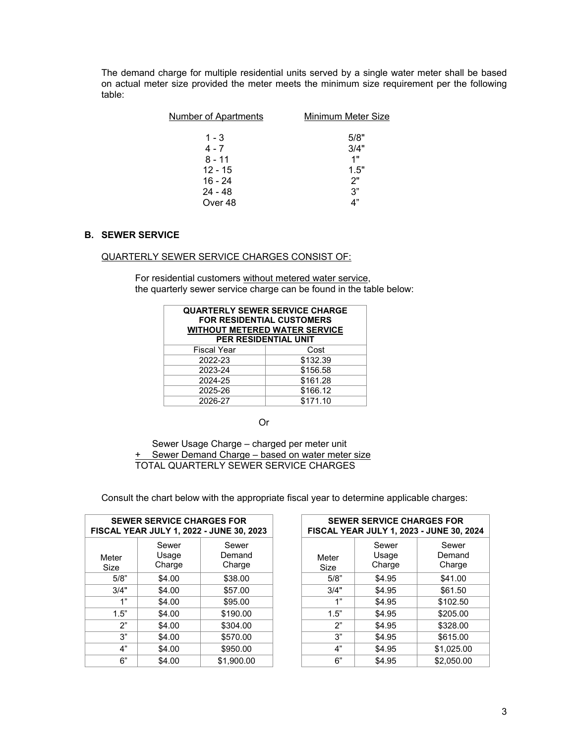The demand charge for multiple residential units served by a single water meter shall be based on actual meter size provided the meter meets the minimum size requirement per the following table:

| Number of Apartments | Minimum Meter Size |
|---|---|
| 1 - 3 | 5/8" |
| 4 - 7 | 3/4" |
| 8 - 11 | 1" |
| 12 - 15 | 1.5" |
| 16 - 24 | 2" |
| 24 - 48 | 3" |
| Over 48 | 4" |

## B. SEWER SERVICE

QUARTERLY SEWER SERVICE CHARGES CONSIST OF:

For residential customers without metered water service, the quarterly sewer service charge can be found in the table below:

| QUARTERLY SEWER SERVICE CHARGE FOR RESIDENTIAL CUSTOMERS WITHOUT METERED WATER SERVICE PER RESIDENTIAL UNIT | |
|---|---|
| Fiscal Year | Cost |
| 2022-23 | $132.39 |
| 2023-24 | $156.58 |
| 2024-25 | $161.28 |
| 2025-26 | $166.12 |
| 2026-27 | $171.10 |

Or

Sewer Usage Charge – charged per meter unit
\+ Sewer Demand Charge – based on water meter size
TOTAL QUARTERLY SEWER SERVICE CHARGES

Consult the chart below with the appropriate fiscal year to determine applicable charges:

| SEWER SERVICE CHARGES FOR FISCAL YEAR JULY 1, 2022 - JUNE 30, 2023 | | |
|---|---|---|
| Meter Size | Sewer Usage Charge | Sewer Demand Charge |
| 5/8" | $4.00 | $38.00 |
| 3/4" | $4.00 | $57.00 |
| 1" | $4.00 | $95.00 |
| 1.5" | $4.00 | $190.00 |
| 2" | $4.00 | $304.00 |
| 3" | $4.00 | $570.00 |
| 4" | $4.00 | $950.00 |
| 6" | $4.00 | $1,900.00 |

| SEWER SERVICE CHARGES FOR FISCAL YEAR JULY 1, 2023 - JUNE 30, 2024 | | |
|---|---|---|
| Meter Size | Sewer Usage Charge | Sewer Demand Charge |
| 5/8" | $4.95 | $41.00 |
| 3/4" | $4.95 | $61.50 |
| 1" | $4.95 | $102.50 |
| 1.5" | $4.95 | $205.00 |
| 2" | $4.95 | $328.00 |
| 3" | $4.95 | $615.00 |
| 4" | $4.95 | $1,025.00 |
| 6" | $4.95 | $2,050.00 |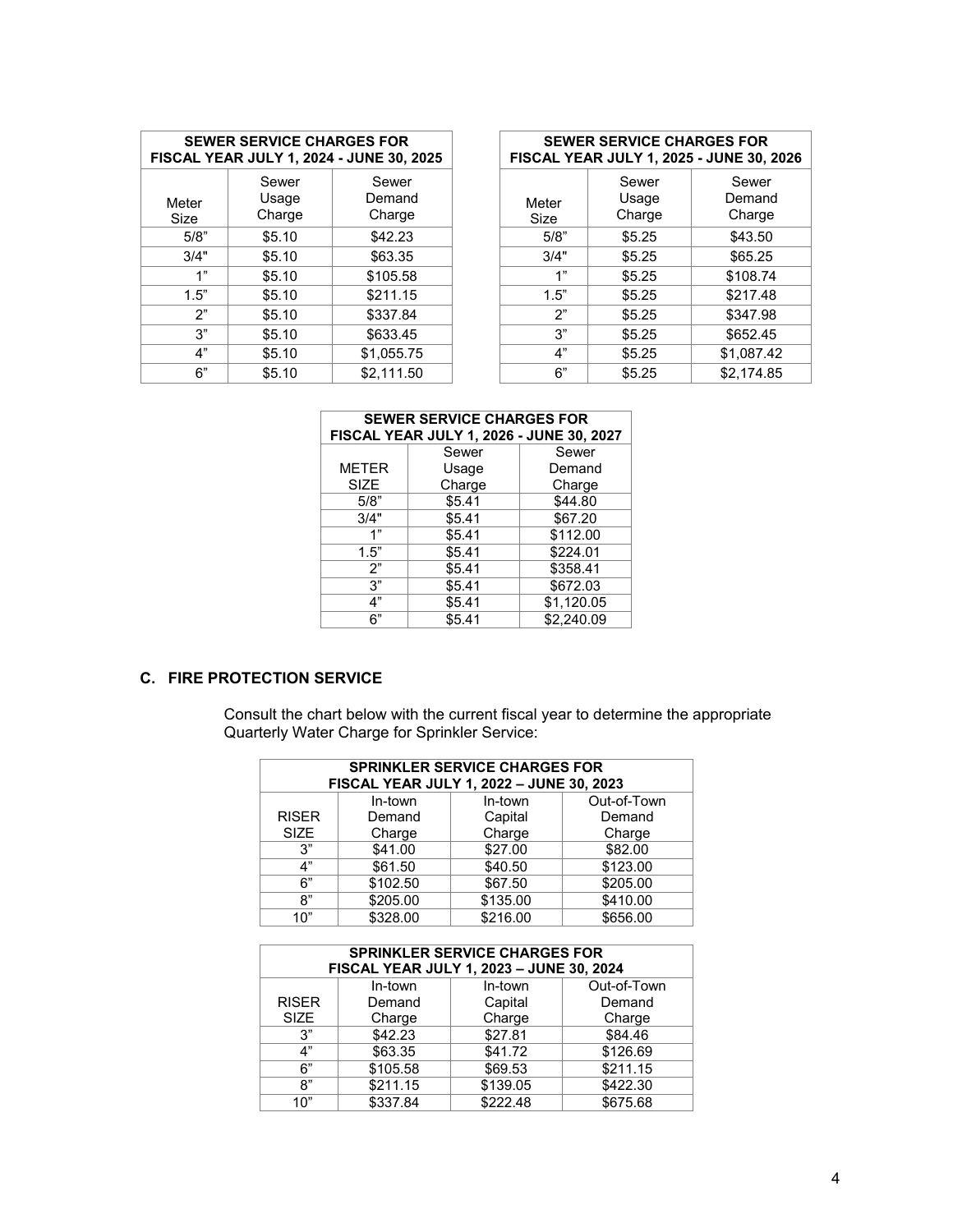| SEWER SERVICE CHARGES FOR FISCAL YEAR JULY 1, 2024 - JUNE 30, 2025 | | |
|---|---|---|
| Meter Size | Sewer Usage Charge | Sewer Demand Charge |
| 5/8" | $5.10 | $42.23 |
| 3/4" | $5.10 | $63.35 |
| 1" | $5.10 | $105.58 |
| 1.5" | $5.10 | $211.15 |
| 2" | $5.10 | $337.84 |
| 3" | $5.10 | $633.45 |
| 4" | $5.10 | $1,055.75 |
| 6" | $5.10 | $2,111.50 |

| SEWER SERVICE CHARGES FOR FISCAL YEAR JULY 1, 2025 - JUNE 30, 2026 | | |
|---|---|---|
| Meter Size | Sewer Usage Charge | Sewer Demand Charge |
| 5/8" | $5.25 | $43.50 |
| 3/4" | $5.25 | $65.25 |
| 1" | $5.25 | $108.74 |
| 1.5" | $5.25 | $217.48 |
| 2" | $5.25 | $347.98 |
| 3" | $5.25 | $652.45 |
| 4" | $5.25 | $1,087.42 |
| 6" | $5.25 | $2,174.85 |

| SEWER SERVICE CHARGES FOR FISCAL YEAR JULY 1, 2026 - JUNE 30, 2027 | | |
|---|---|---|
| METER SIZE | Sewer Usage Charge | Sewer Demand Charge |
| 5/8" | $5.41 | $44.80 |
| 3/4" | $5.41 | $67.20 |
| 1" | $5.41 | $112.00 |
| 1.5" | $5.41 | $224.01 |
| 2" | $5.41 | $358.41 |
| 3" | $5.41 | $672.03 |
| 4" | $5.41 | $1,120.05 |
| 6" | $5.41 | $2,240.09 |

### C. FIRE PROTECTION SERVICE

Consult the chart below with the current fiscal year to determine the appropriate Quarterly Water Charge for Sprinkler Service:

| SPRINKLER SERVICE CHARGES FOR FISCAL YEAR JULY 1, 2022 – JUNE 30, 2023 | | | |
|---|---|---|---|
| RISER SIZE | In-town Demand Charge | In-town Capital Charge | Out-of-Town Demand Charge |
| 3" | $41.00 | $27.00 | $82.00 |
| 4" | $61.50 | $40.50 | $123.00 |
| 6" | $102.50 | $67.50 | $205.00 |
| 8" | $205.00 | $135.00 | $410.00 |
| 10" | $328.00 | $216.00 | $656.00 |

| SPRINKLER SERVICE CHARGES FOR FISCAL YEAR JULY 1, 2023 – JUNE 30, 2024 | | | |
|---|---|---|---|
| RISER SIZE | In-town Demand Charge | In-town Capital Charge | Out-of-Town Demand Charge |
| 3" | $42.23 | $27.81 | $84.46 |
| 4" | $63.35 | $41.72 | $126.69 |
| 6" | $105.58 | $69.53 | $211.15 |
| 8" | $211.15 | $139.05 | $422.30 |
| 10" | $337.84 | $222.48 | $675.68 |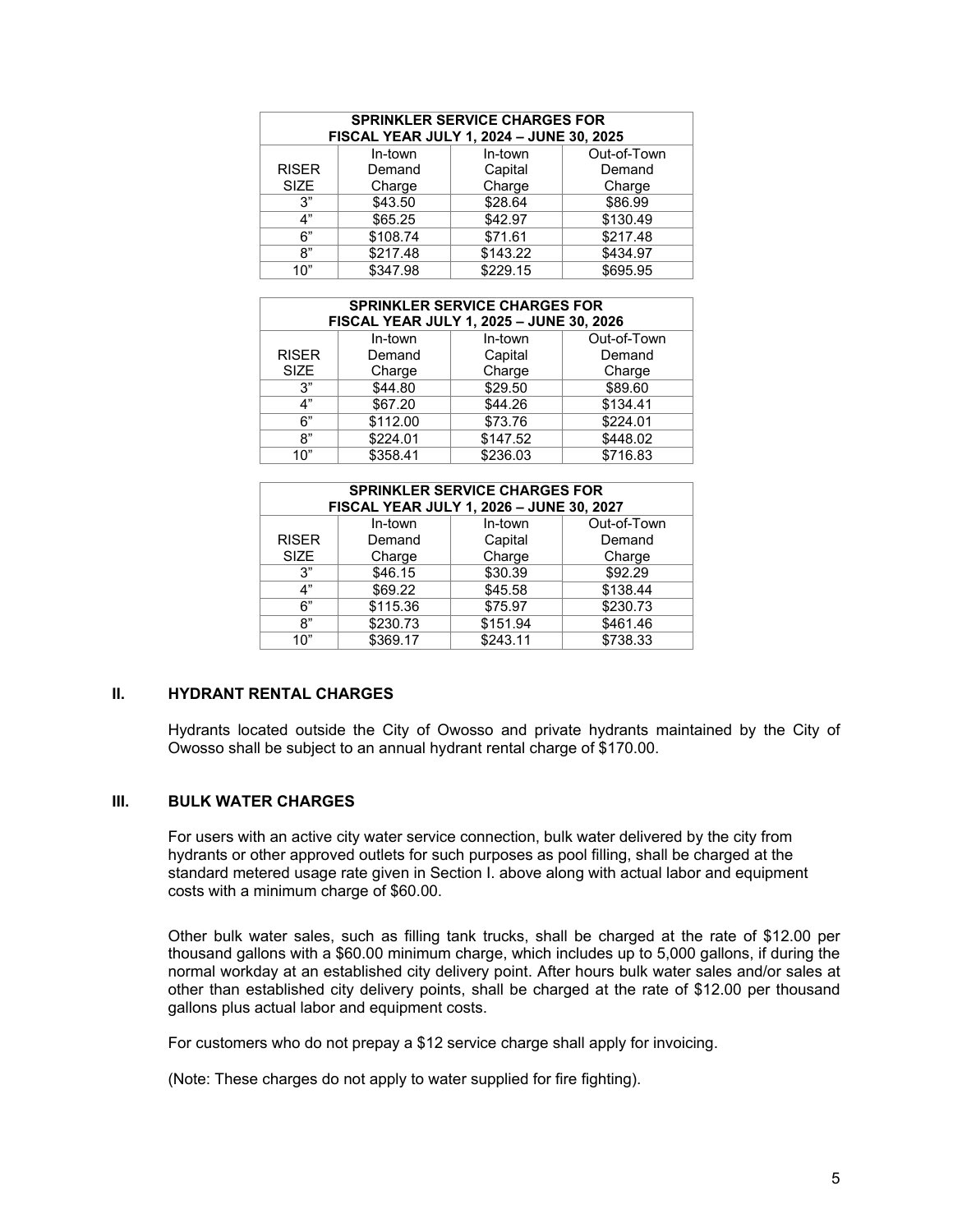| SPRINKLER SERVICE CHARGES FOR FISCAL YEAR JULY 1, 2024 – JUNE 30, 2025 | | | |
|---|---|---|---|
| RISER SIZE | In-town Demand Charge | In-town Capital Charge | Out-of-Town Demand Charge |
| 3” | $43.50 | $28.64 | $86.99 |
| 4” | $65.25 | $42.97 | $130.49 |
| 6” | $108.74 | $71.61 | $217.48 |
| 8” | $217.48 | $143.22 | $434.97 |
| 10” | $347.98 | $229.15 | $695.95 |

| SPRINKLER SERVICE CHARGES FOR FISCAL YEAR JULY 1, 2025 – JUNE 30, 2026 | | | |
|---|---|---|---|
| RISER SIZE | In-town Demand Charge | In-town Capital Charge | Out-of-Town Demand Charge |
| 3” | $44.80 | $29.50 | $89.60 |
| 4” | $67.20 | $44.26 | $134.41 |
| 6” | $112.00 | $73.76 | $224.01 |
| 8” | $224.01 | $147.52 | $448.02 |
| 10” | $358.41 | $236.03 | $716.83 |

| SPRINKLER SERVICE CHARGES FOR FISCAL YEAR JULY 1, 2026 – JUNE 30, 2027 | | | |
|---|---|---|---|
| RISER SIZE | In-town Demand Charge | In-town Capital Charge | Out-of-Town Demand Charge |
| 3” | $46.15 | $30.39 | $92.29 |
| 4” | $69.22 | $45.58 | $138.44 |
| 6” | $115.36 | $75.97 | $230.73 |
| 8” | $230.73 | $151.94 | $461.46 |
| 10” | $369.17 | $243.11 | $738.33 |

## II. HYDRANT RENTAL CHARGES

Hydrants located outside the City of Owosso and private hydrants maintained by the City of Owosso shall be subject to an annual hydrant rental charge of $170.00.

## III. BULK WATER CHARGES

For users with an active city water service connection, bulk water delivered by the city from hydrants or other approved outlets for such purposes as pool filling, shall be charged at the standard metered usage rate given in Section I. above along with actual labor and equipment costs with a minimum charge of $60.00.

Other bulk water sales, such as filling tank trucks, shall be charged at the rate of $12.00 per thousand gallons with a $60.00 minimum charge, which includes up to 5,000 gallons, if during the normal workday at an established city delivery point. After hours bulk water sales and/or sales at other than established city delivery points, shall be charged at the rate of $12.00 per thousand gallons plus actual labor and equipment costs.

For customers who do not prepay a $12 service charge shall apply for invoicing.

(Note: These charges do not apply to water supplied for fire fighting).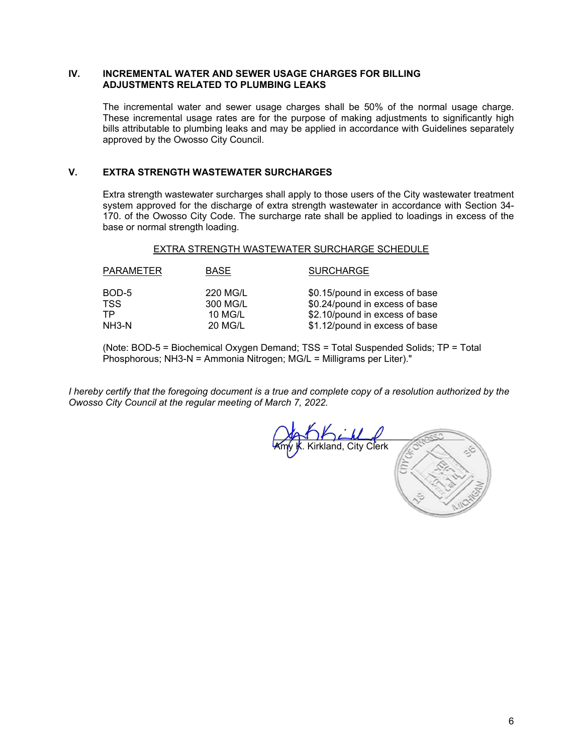## IV. INCREMENTAL WATER AND SEWER USAGE CHARGES FOR BILLING ADJUSTMENTS RELATED TO PLUMBING LEAKS

The incremental water and sewer usage charges shall be 50% of the normal usage charge. These incremental usage rates are for the purpose of making adjustments to significantly high bills attributable to plumbing leaks and may be applied in accordance with Guidelines separately approved by the Owosso City Council.

## V. EXTRA STRENGTH WASTEWATER SURCHARGES

Extra strength wastewater surcharges shall apply to those users of the City wastewater treatment system approved for the discharge of extra strength wastewater in accordance with Section 34-170. of the Owosso City Code. The surcharge rate shall be applied to loadings in excess of the base or normal strength loading.

EXTRA STRENGTH WASTEWATER SURCHARGE SCHEDULE

| PARAMETER | BASE | SURCHARGE |
|---|---|---|
| BOD-5 | 220 MG/L | $0.15/pound in excess of base |
| TSS | 300 MG/L | $0.24/pound in excess of base |
| TP | 10 MG/L | $2.10/pound in excess of base |
| NH3-N | 20 MG/L | $1.12/pound in excess of base |

(Note: BOD-5 = Biochemical Oxygen Demand; TSS = Total Suspended Solids; TP = Total Phosphorous; NH3-N = Ammonia Nitrogen; MG/L = Milligrams per Liter)."

*I hereby certify that the foregoing document is a true and complete copy of a resolution authorized by the Owosso City Council at the regular meeting of March 7, 2022.*

Amy K. Kirkland, City Clerk